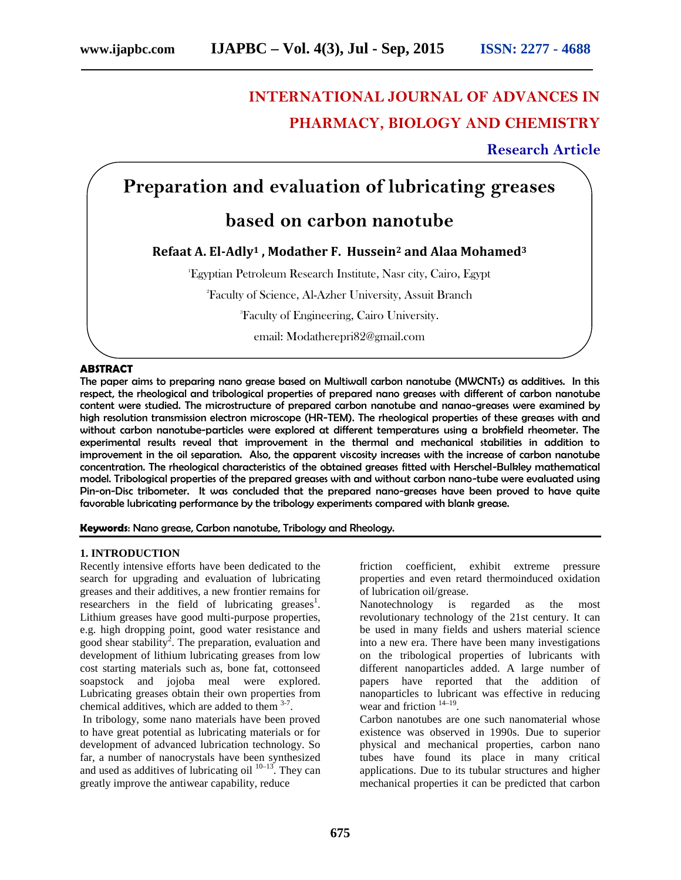# INTERNATIONAL JOURNAL OF ADVANCES IN PHARMACY, BIOLOGY AND CHEMISTRY

**Research Article**

# Preparation and evaluation of lubricating greases based on carbon nanotube

**Refaat A. El-Adly[1] , Modather F. Hussein[2] and Alaa Mohamed[3]**

[1]Egyptian Petroleum Research Institute, Nasr city, Cairo, Egypt

[2]Faculty of Science, Al-Azher University, Assuit Branch

[3]Faculty of Engineering, Cairo University.

email: Modatherepri82@gmail.com

## ABSTRACT

The paper aims to preparing nano grease based on Multiwall carbon nanotube (MWCNTs) as additives. In this respect, the rheological and tribological properties of prepared nano greases with different of carbon nanotube content were studied. The microstructure of prepared carbon nanotube and nanao-greases were examined by high resolution transmission electron microscope (HR-TEM). The rheological properties of these greases with and without carbon nanotube-particles were explored at different temperatures using a brokfield rheometer. The experimental results reveal that improvement in the thermal and mechanical stabilities in addition to improvement in the oil separation. Also, the apparent viscosity increases with the increase of carbon nanotube concentration. The rheological characteristics of the obtained greases fitted with Herschel-Bulkley mathematical model. Tribological properties of the prepared greases with and without carbon nano-tube were evaluated using Pin-on-Disc tribometer. It was concluded that the prepared nano-greases have been proved to have quite favorable lubricating performance by the tribology experiments compared with blank grease.

**Keywords**: Nano grease, Carbon nanotube, Tribology and Rheology.

## 1. INTRODUCTION

Recently intensive efforts have been dedicated to the search for upgrading and evaluation of lubricating greases and their additives, a new frontier remains for researchers in the field of lubricating greases[1]. Lithium greases have good multi-purpose properties, e.g. high dropping point, good water resistance and good shear stability[2]. The preparation, evaluation and development of lithium lubricating greases from low cost starting materials such as, bone fat, cottonseed soapstock and jojoba meal were explored. Lubricating greases obtain their own properties from chemical additives, which are added to them [3-7].

In tribology, some nano materials have been proved to have great potential as lubricating materials or for development of advanced lubrication technology. So far, a number of nanocrystals have been synthesized and used as additives of lubricating oil [10–13]. They can greatly improve the antiwear capability, reduce friction coefficient, exhibit extreme pressure properties and even retard thermoinduced oxidation of lubrication oil/grease.

Nanotechnology is regarded as the most revolutionary technology of the 21st century. It can be used in many fields and ushers material science into a new era. There have been many investigations on the tribological properties of lubricants with different nanoparticles added. A large number of papers have reported that the addition of nanoparticles to lubricant was effective in reducing wear and friction [14–19].

Carbon nanotubes are one such nanomaterial whose existence was observed in 1990s. Due to superior physical and mechanical properties, carbon nano tubes have found its place in many critical applications. Due to its tubular structures and higher mechanical properties it can be predicted that carbon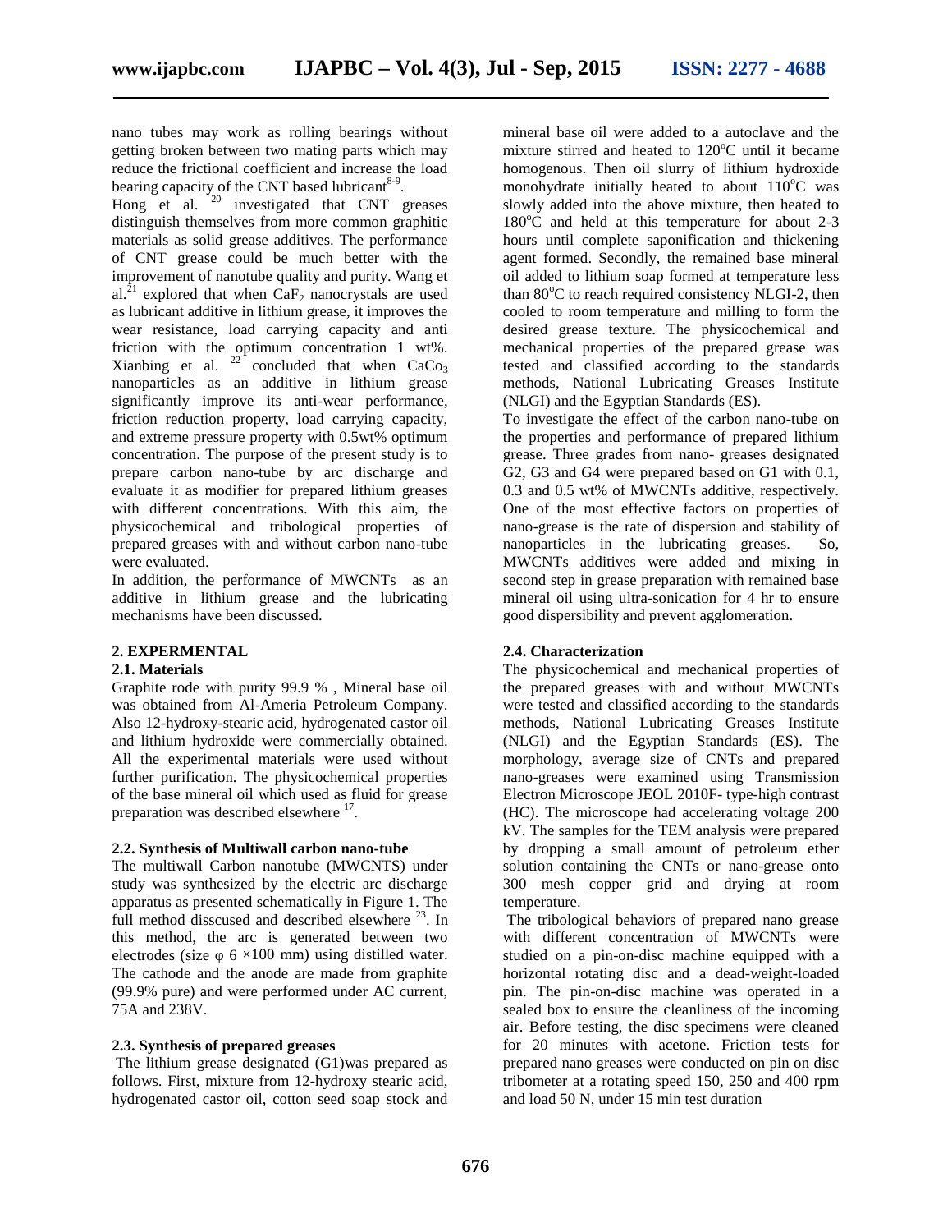nano tubes may work as rolling bearings without getting broken between two mating parts which may reduce the frictional coefficient and increase the load bearing capacity of the CNT based lubricant[8-9].

Hong et al. [20] investigated that CNT greases distinguish themselves from more common graphitic materials as solid grease additives. The performance of CNT grease could be much better with the improvement of nanotube quality and purity. Wang et al.[21] explored that when $CaF_2$ nanocrystals are used as lubricant additive in lithium grease, it improves the wear resistance, load carrying capacity and anti friction with the optimum concentration 1 wt%. Xianbing et al. [22] concluded that when $CaCo_3$ nanoparticles as an additive in lithium grease significantly improve its anti-wear performance, friction reduction property, load carrying capacity, and extreme pressure property with 0.5wt% optimum concentration. The purpose of the present study is to prepare carbon nano-tube by arc discharge and evaluate it as modifier for prepared lithium greases with different concentrations. With this aim, the physicochemical and tribological properties of prepared greases with and without carbon nano-tube were evaluated.

In addition, the performance of MWCNTs as an additive in lithium grease and the lubricating mechanisms have been discussed.

## 2. EXPERMENTAL

### 2.1. Materials

Graphite rode with purity 99.9 % , Mineral base oil was obtained from Al-Ameria Petroleum Company. Also 12-hydroxy-stearic acid, hydrogenated castor oil and lithium hydroxide were commercially obtained. All the experimental materials were used without further purification. The physicochemical properties of the base mineral oil which used as fluid for grease preparation was described elsewhere [17].

### 2.2. Synthesis of Multiwall carbon nano-tube

The multiwall Carbon nanotube (MWCNTS) under study was synthesized by the electric arc discharge apparatus as presented schematically in Figure 1. The full method disscused and described elsewhere [23]. In this method, the arc is generated between two electrodes (size φ 6 ×100 mm) using distilled water. The cathode and the anode are made from graphite (99.9% pure) and were performed under AC current, 75A and 238V.

### 2.3. Synthesis of prepared greases

The lithium grease designated (G1)was prepared as follows. First, mixture from 12-hydroxy stearic acid, hydrogenated castor oil, cotton seed soap stock and mineral base oil were added to a autoclave and the mixture stirred and heated to 120°C until it became homogenous. Then oil slurry of lithium hydroxide monohydrate initially heated to about 110°C was slowly added into the above mixture, then heated to 180°C and held at this temperature for about 2-3 hours until complete saponification and thickening agent formed. Secondly, the remained base mineral oil added to lithium soap formed at temperature less than 80°C to reach required consistency NLGI-2, then cooled to room temperature and milling to form the desired grease texture. The physicochemical and mechanical properties of the prepared grease was tested and classified according to the standards methods, National Lubricating Greases Institute (NLGI) and the Egyptian Standards (ES).

To investigate the effect of the carbon nano-tube on the properties and performance of prepared lithium grease. Three grades from nano- greases designated G2, G3 and G4 were prepared based on G1 with 0.1, 0.3 and 0.5 wt% of MWCNTs additive, respectively. One of the most effective factors on properties of nano-grease is the rate of dispersion and stability of nanoparticles in the lubricating greases. So, MWCNTs additives were added and mixing in second step in grease preparation with remained base mineral oil using ultra-sonication for 4 hr to ensure good dispersibility and prevent agglomeration.

### 2.4. Characterization

The physicochemical and mechanical properties of the prepared greases with and without MWCNTs were tested and classified according to the standards methods, National Lubricating Greases Institute (NLGI) and the Egyptian Standards (ES). The morphology, average size of CNTs and prepared nano-greases were examined using Transmission Electron Microscope JEOL 2010F- type-high contrast (HC). The microscope had accelerating voltage 200 kV. The samples for the TEM analysis were prepared by dropping a small amount of petroleum ether solution containing the CNTs or nano-grease onto 300 mesh copper grid and drying at room temperature.

The tribological behaviors of prepared nano grease with different concentration of MWCNTs were studied on a pin-on-disc machine equipped with a horizontal rotating disc and a dead-weight-loaded pin. The pin-on-disc machine was operated in a sealed box to ensure the cleanliness of the incoming air. Before testing, the disc specimens were cleaned for 20 minutes with acetone. Friction tests for prepared nano greases were conducted on pin on disc tribometer at a rotating speed 150, 250 and 400 rpm and load 50 N, under 15 min test duration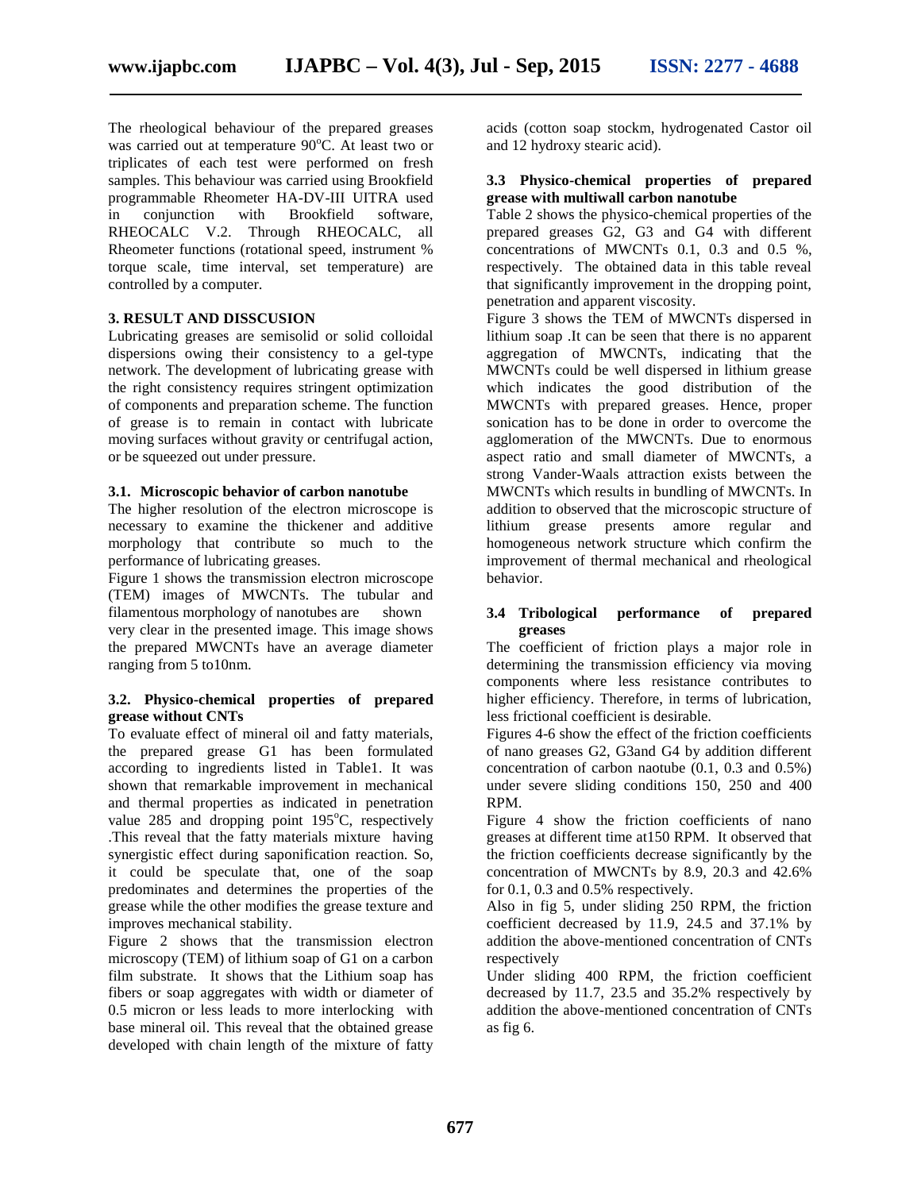The rheological behaviour of the prepared greases was carried out at temperature 90°C. At least two or triplicates of each test were performed on fresh samples. This behaviour was carried using Brookfield programmable Rheometer HA-DV-III UITRA used in conjunction with Brookfield software, RHEOCALC V.2. Through RHEOCALC, all Rheometer functions (rotational speed, instrument % torque scale, time interval, set temperature) are controlled by a computer.

## 3. RESULT AND DISSCUSION

Lubricating greases are semisolid or solid colloidal dispersions owing their consistency to a gel-type network. The development of lubricating grease with the right consistency requires stringent optimization of components and preparation scheme. The function of grease is to remain in contact with lubricate moving surfaces without gravity or centrifugal action, or be squeezed out under pressure.

### 3.1. Microscopic behavior of carbon nanotube

The higher resolution of the electron microscope is necessary to examine the thickener and additive morphology that contribute so much to the performance of lubricating greases.

Figure 1 shows the transmission electron microscope (TEM) images of MWCNTs. The tubular and filamentous morphology of nanotubes are shown very clear in the presented image. This image shows the prepared MWCNTs have an average diameter ranging from 5 to10nm.

### 3.2. Physico-chemical properties of prepared grease without CNTs

To evaluate effect of mineral oil and fatty materials, the prepared grease G1 has been formulated according to ingredients listed in Table1. It was shown that remarkable improvement in mechanical and thermal properties as indicated in penetration value 285 and dropping point 195°C, respectively .This reveal that the fatty materials mixture having synergistic effect during saponification reaction. So, it could be speculate that, one of the soap predominates and determines the properties of the grease while the other modifies the grease texture and improves mechanical stability.

Figure 2 shows that the transmission electron microscopy (TEM) of lithium soap of G1 on a carbon film substrate. It shows that the Lithium soap has fibers or soap aggregates with width or diameter of 0.5 micron or less leads to more interlocking with base mineral oil. This reveal that the obtained grease developed with chain length of the mixture of fatty acids (cotton soap stockm, hydrogenated Castor oil and 12 hydroxy stearic acid).

### 3.3 Physico-chemical properties of prepared grease with multiwall carbon nanotube

Table 2 shows the physico-chemical properties of the prepared greases G2, G3 and G4 with different concentrations of MWCNTs 0.1, 0.3 and 0.5 %, respectively. The obtained data in this table reveal that significantly improvement in the dropping point, penetration and apparent viscosity.

Figure 3 shows the TEM of MWCNTs dispersed in lithium soap .It can be seen that there is no apparent aggregation of MWCNTs, indicating that the MWCNTs could be well dispersed in lithium grease which indicates the good distribution of the MWCNTs with prepared greases. Hence, proper sonication has to be done in order to overcome the agglomeration of the MWCNTs. Due to enormous aspect ratio and small diameter of MWCNTs, a strong Vander-Waals attraction exists between the MWCNTs which results in bundling of MWCNTs. In addition to observed that the microscopic structure of lithium grease presents amore regular and homogeneous network structure which confirm the improvement of thermal mechanical and rheological behavior.

### 3.4 Tribological performance of prepared greases

The coefficient of friction plays a major role in determining the transmission efficiency via moving components where less resistance contributes to higher efficiency. Therefore, in terms of lubrication, less frictional coefficient is desirable.

Figures 4-6 show the effect of the friction coefficients of nano greases G2, G3and G4 by addition different concentration of carbon naotube (0.1, 0.3 and 0.5%) under severe sliding conditions 150, 250 and 400 RPM.

Figure 4 show the friction coefficients of nano greases at different time at150 RPM. It observed that the friction coefficients decrease significantly by the concentration of MWCNTs by 8.9, 20.3 and 42.6% for 0.1, 0.3 and 0.5% respectively.

Also in fig 5, under sliding 250 RPM, the friction coefficient decreased by 11.9, 24.5 and 37.1% by addition the above-mentioned concentration of CNTs respectively

Under sliding 400 RPM, the friction coefficient decreased by 11.7, 23.5 and 35.2% respectively by addition the above-mentioned concentration of CNTs as fig 6.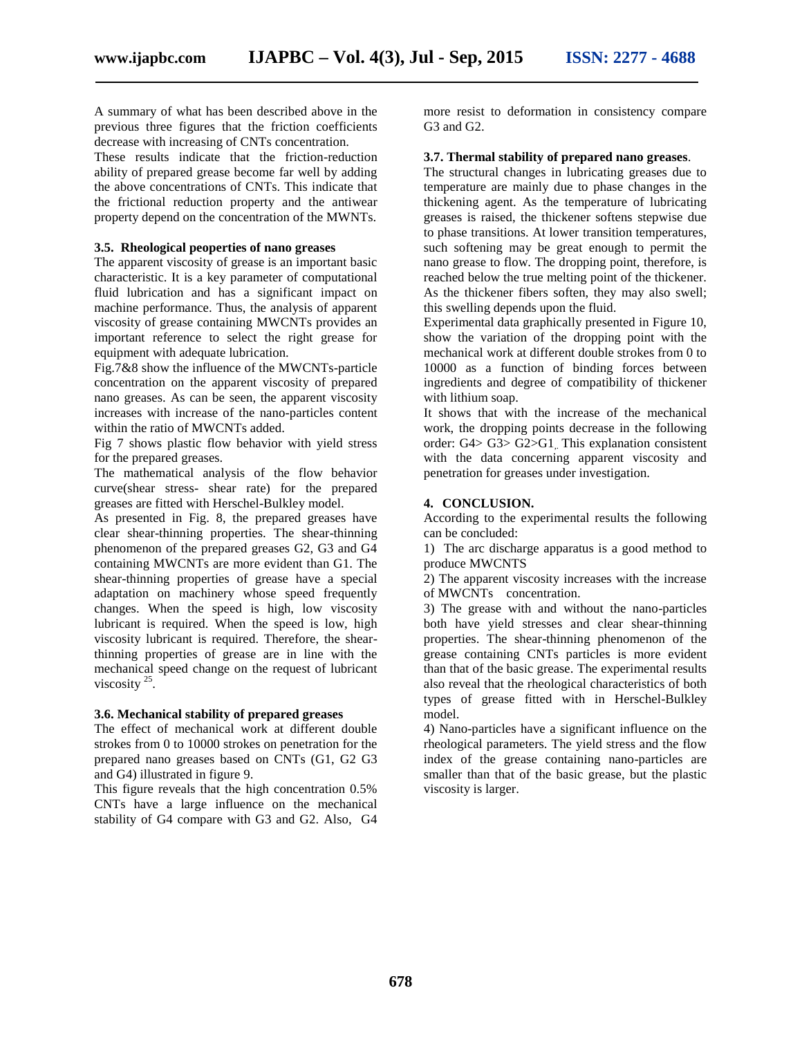A summary of what has been described above in the previous three figures that the friction coefficients decrease with increasing of CNTs concentration.

These results indicate that the friction-reduction ability of prepared grease become far well by adding the above concentrations of CNTs. This indicate that the frictional reduction property and the antiwear property depend on the concentration of the MWNTs.

### 3.5. Rheological peoperties of nano greases

The apparent viscosity of grease is an important basic characteristic. It is a key parameter of computational fluid lubrication and has a significant impact on machine performance. Thus, the analysis of apparent viscosity of grease containing MWCNTs provides an important reference to select the right grease for equipment with adequate lubrication.

Fig.7&8 show the influence of the MWCNTs-particle concentration on the apparent viscosity of prepared nano greases. As can be seen, the apparent viscosity increases with increase of the nano-particles content within the ratio of MWCNTs added.

Fig 7 shows plastic flow behavior with yield stress for the prepared greases.

The mathematical analysis of the flow behavior curve(shear stress- shear rate) for the prepared greases are fitted with Herschel-Bulkley model.

As presented in Fig. 8, the prepared greases have clear shear-thinning properties. The shear-thinning phenomenon of the prepared greases G2, G3 and G4 containing MWCNTs are more evident than G1. The shear-thinning properties of grease have a special adaptation on machinery whose speed frequently changes. When the speed is high, low viscosity lubricant is required. When the speed is low, high viscosity lubricant is required. Therefore, the shear-thinning properties of grease are in line with the mechanical speed change on the request of lubricant viscosity [25].

### 3.6. Mechanical stability of prepared greases

The effect of mechanical work at different double strokes from 0 to 10000 strokes on penetration for the prepared nano greases based on CNTs (G1, G2 G3 and G4) illustrated in figure 9.

This figure reveals that the high concentration 0.5% CNTs have a large influence on the mechanical stability of G4 compare with G3 and G2. Also, G4 more resist to deformation in consistency compare G3 and G2.

### 3.7. Thermal stability of prepared nano greases.

The structural changes in lubricating greases due to temperature are mainly due to phase changes in the thickening agent. As the temperature of lubricating greases is raised, the thickener softens stepwise due to phase transitions. At lower transition temperatures, such softening may be great enough to permit the nano grease to flow. The dropping point, therefore, is reached below the true melting point of the thickener. As the thickener fibers soften, they may also swell; this swelling depends upon the fluid.

Experimental data graphically presented in Figure 10, show the variation of the dropping point with the mechanical work at different double strokes from 0 to 10000 as a function of binding forces between ingredients and degree of compatibility of thickener with lithium soap.

It shows that with the increase of the mechanical work, the dropping points decrease in the following order: G4> G3> G2>G1,. This explanation consistent with the data concerning apparent viscosity and penetration for greases under investigation.

## 4. CONCLUSION.

According to the experimental results the following can be concluded:

1) The arc discharge apparatus is a good method to produce MWCNTS
2) The apparent viscosity increases with the increase of MWCNTs concentration.
3) The grease with and without the nano-particles both have yield stresses and clear shear-thinning properties. The shear-thinning phenomenon of the grease containing CNTs particles is more evident than that of the basic grease. The experimental results also reveal that the rheological characteristics of both types of grease fitted with in Herschel-Bulkley model.
4) Nano-particles have a significant influence on the rheological parameters. The yield stress and the flow index of the grease containing nano-particles are smaller than that of the basic grease, but the plastic viscosity is larger.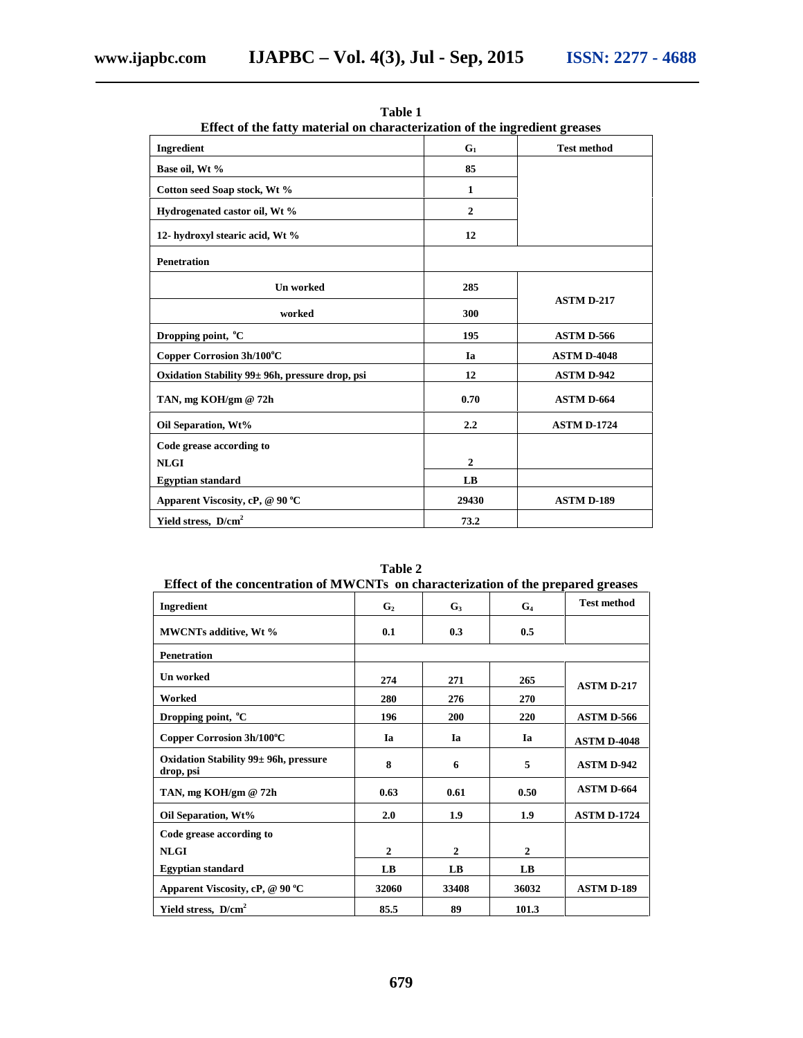**Table 1**

**Effect of the fatty material on characterization of the ingredient greases**

| Ingredient | $G_1$ | Test method |
|---|---|---|
| Base oil, Wt % | 85 | |
| Cotton seed Soap stock, Wt % | 1 | |
| Hydrogenated castor oil, Wt % | 2 | |
| 12- hydroxyl stearic acid, Wt % | 12 | |
| Penetration | | |
| Un worked | 285 | ASTM D-217 |
| worked | 300 | |
| Dropping point, °C | 195 | ASTM D-566 |
| Copper Corrosion 3h/100°C | Ia | ASTM D-4048 |
| Oxidation Stability 99± 96h, pressure drop, psi | 12 | ASTM D-942 |
| TAN, mg KOH/gm @ 72h | 0.70 | ASTM D-664 |
| Oil Separation, Wt% | 2.2 | ASTM D-1724 |
| Code grease according to NLGI | 2 | |
| Egyptian standard | LB | |
| Apparent Viscosity, cP, @ 90 °C | 29430 | ASTM D-189 |
| Yield stress, $D/cm^2$ | 73.2 | |

**Table 2**

**Effect of the concentration of MWCNTs on characterization of the prepared greases**

| Ingredient | $G_2$ | $G_3$ | $G_4$ | Test method |
|---|---|---|---|---|
| MWCNTs additive, Wt % | 0.1 | 0.3 | 0.5 | |
| Penetration | | | | |
| Un worked | 274 | 271 | 265 | ASTM D-217 |
| Worked | 280 | 276 | 270 | |
| Dropping point, °C | 196 | 200 | 220 | ASTM D-566 |
| Copper Corrosion 3h/100°C | Ia | Ia | Ia | ASTM D-4048 |
| Oxidation Stability 99± 96h, pressure drop, psi | 8 | 6 | 5 | ASTM D-942 |
| TAN, mg KOH/gm @ 72h | 0.63 | 0.61 | 0.50 | ASTM D-664 |
| Oil Separation, Wt% | 2.0 | 1.9 | 1.9 | ASTM D-1724 |
| Code grease according to NLGI | 2 | 2 | 2 | |
| Egyptian standard | LB | LB | LB | |
| Apparent Viscosity, cP, @ 90 °C | 32060 | 33408 | 36032 | ASTM D-189 |
| Yield stress, $D/cm^2$ | 85.5 | 89 | 101.3 | |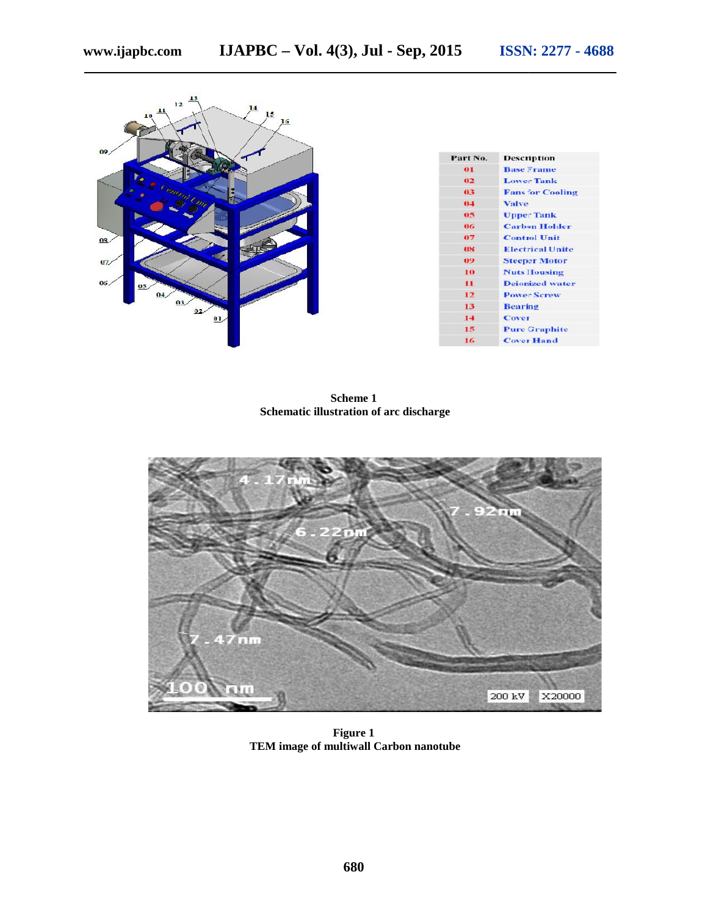| Part No. | Description |
|---|---|
| 01 | Base Frame |
| 02 | Lower Tank |
| 03 | Fans for Cooling |
| 04 | Valve |
| 05 | Upper Tank |
| 06 | Carbon Holder |
| 07 | Control Unit |
| 08 | Electrical Unite |
| 09 | Steeper Motor |
| 10 | Nuts Housing |
| 11 | Deionized water |
| 12 | Power Screw |
| 13 | Bearing |
| 14 | Cover |
| 15 | Pure Graphite |
| 16 | Cover Hand |

**Scheme 1**
**Schematic illustration of arc discharge**

**Figure 1**
**TEM image of multiwall Carbon nanotube**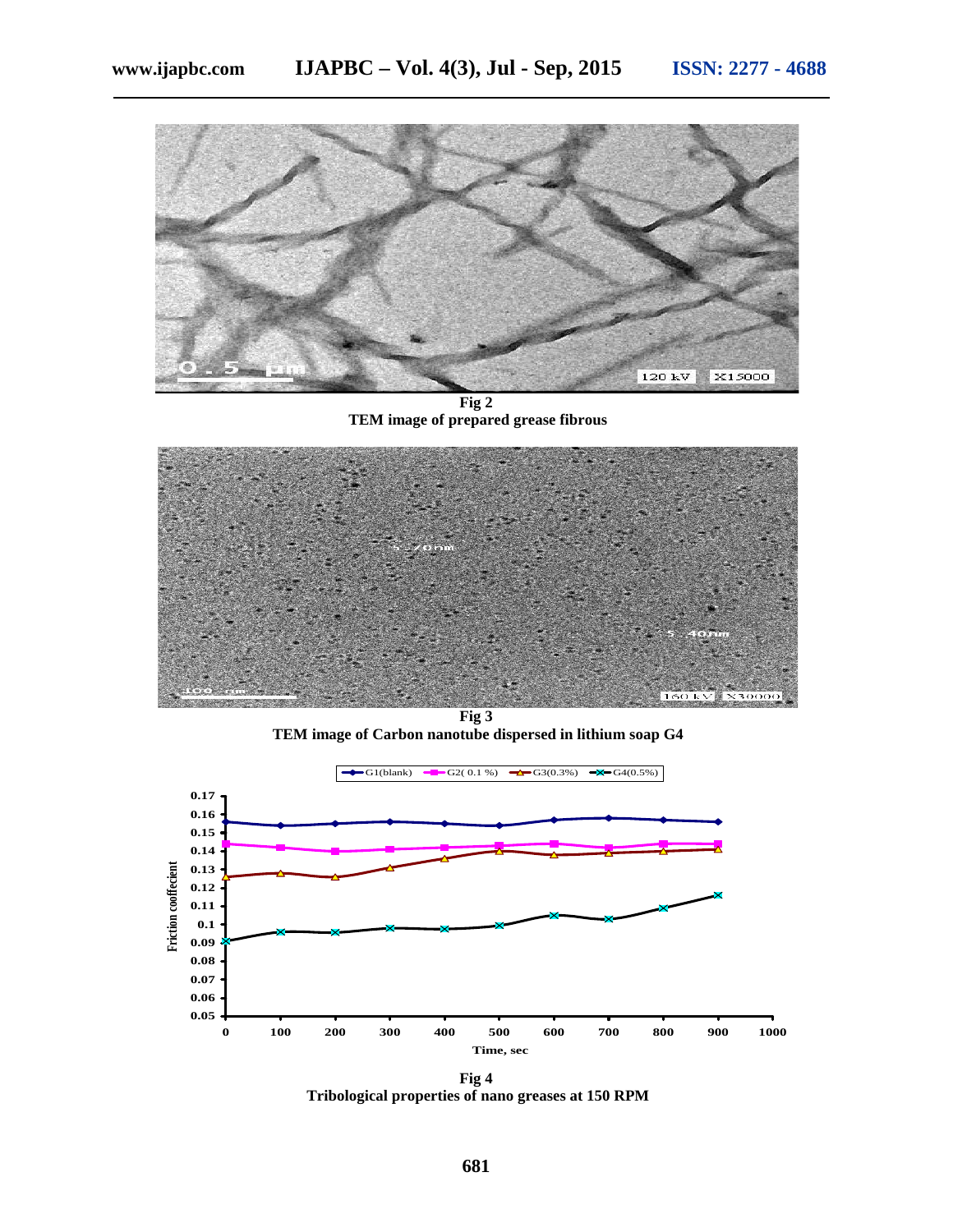**Fig 2**
**TEM image of prepared grease fibrous**

**Fig 3**
**TEM image of Carbon nanotube dispersed in lithium soap G4**

**Fig 4**
**Tribological properties of nano greases at 150 RPM**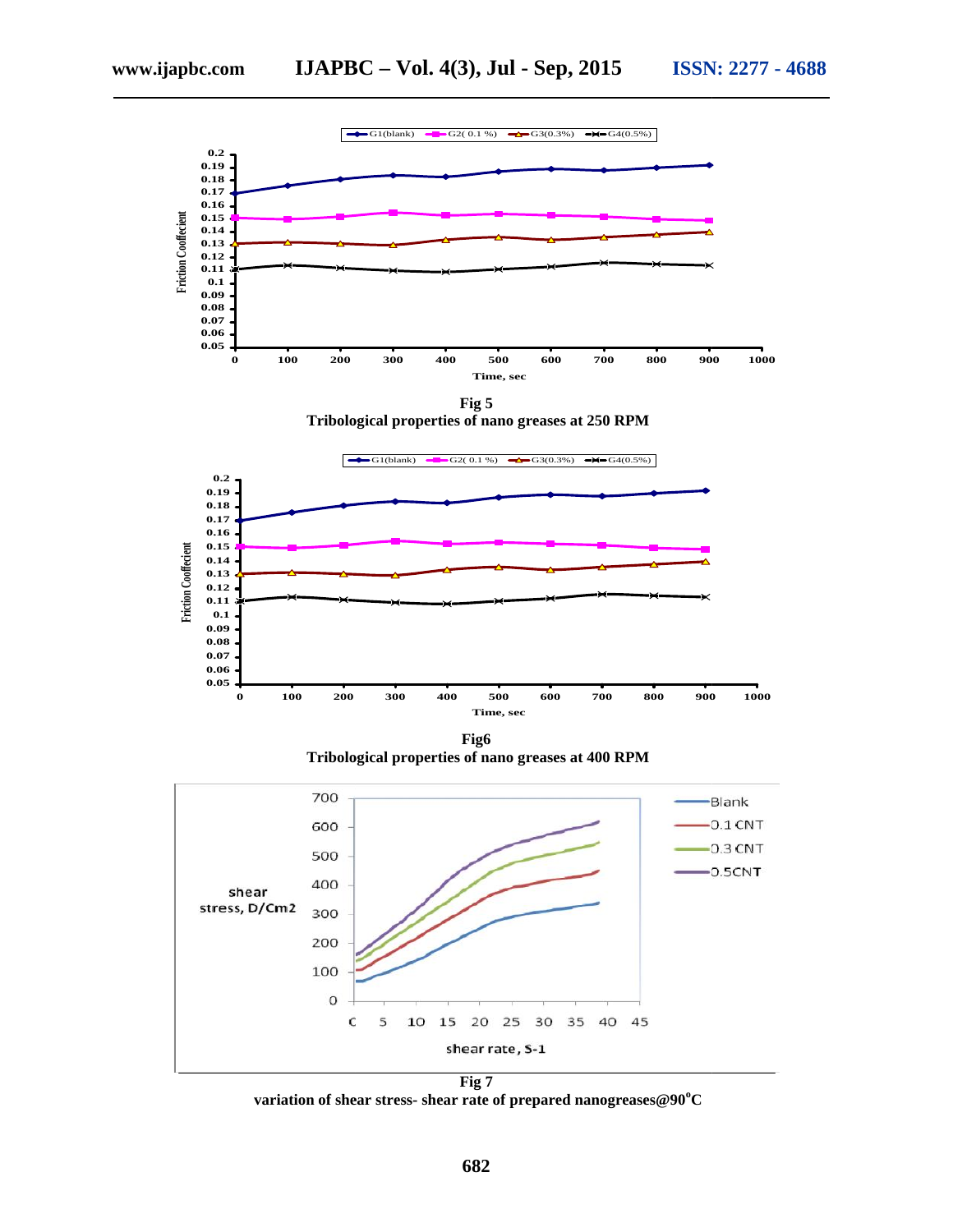**Fig 5**
**Tribological properties of nano greases at 250 RPM**

**Fig6**
**Tribological properties of nano greases at 400 RPM**

**Fig 7**
**variation of shear stress- shear rate of prepared nanogreases@90$^{o}$C**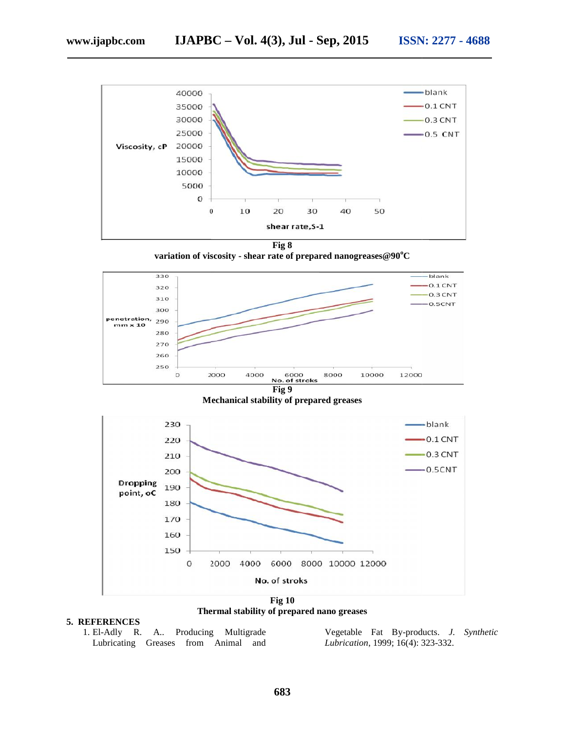Fig 8

variation of viscosity - shear rate of prepared nanogreases@90°C

Fig 9

Mechanical stability of prepared greases

Fig 10

Thermal stability of prepared nano greases

## 5. REFERENCES

1. El-Adly R. A.. Producing Multigrade Lubricating Greases from Animal and Vegetable Fat By-products. *J. Synthetic Lubrication*, 1999; 16(4): 323-332.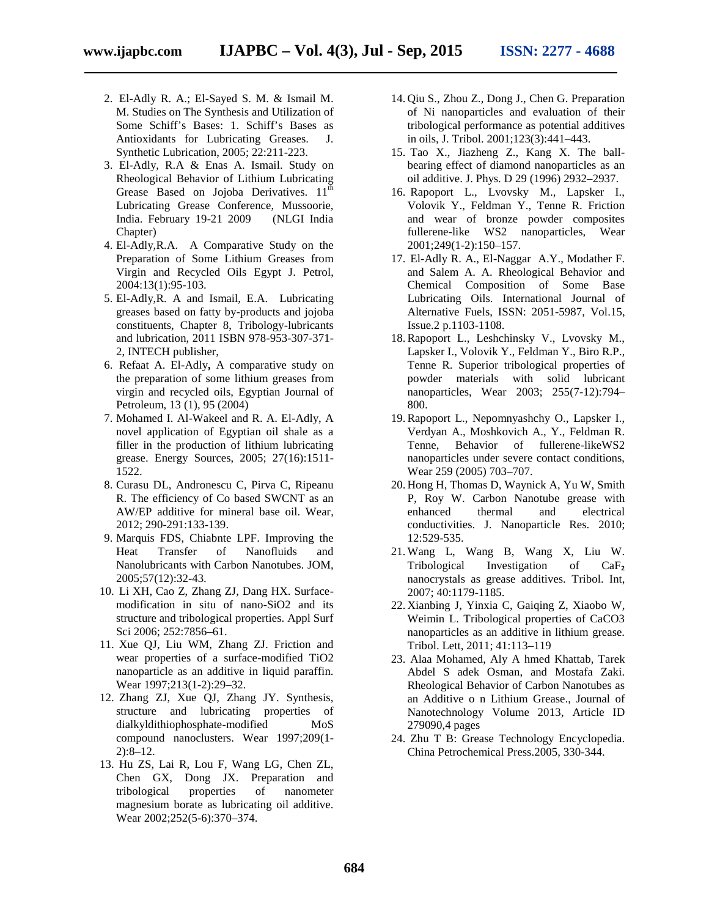2. El-Adly R. A.; El-Sayed S. M. & Ismail M. M. Studies on The Synthesis and Utilization of Some Schiff's Bases: 1. Schiff's Bases as Antioxidants for Lubricating Greases. J. Synthetic Lubrication, 2005; 22:211-223.
3. El-Adly, R.A & Enas A. Ismail. Study on Rheological Behavior of Lithium Lubricating Grease Based on Jojoba Derivatives. 11$^{th}$ Lubricating Grease Conference, Mussoorie, India. February 19-21 2009 (NLGI India Chapter)
4. El-Adly,R.A. A Comparative Study on the Preparation of Some Lithium Greases from Virgin and Recycled Oils Egypt J. Petrol, 2004:13(1):95-103.
5. El-Adly,R. A and Ismail, E.A. Lubricating greases based on fatty by-products and jojoba constituents, Chapter 8, Tribology-lubricants and lubrication, 2011 ISBN 978-953-307-371-2, INTECH publisher,
6. Refaat A. El-Adly**,** A comparative study on the preparation of some lithium greases from virgin and recycled oils, Egyptian Journal of Petroleum, 13 (1), 95 (2004)
7. Mohamed I. Al-Wakeel and R. A. El-Adly, A novel application of Egyptian oil shale as a filler in the production of lithium lubricating grease. Energy Sources, 2005; 27(16):1511-1522.
8. Curasu DL, Andronescu C, Pirva C, Ripeanu R. The efficiency of Co based SWCNT as an AW/EP additive for mineral base oil. Wear, 2012; 290-291:133-139.
9. Marquis FDS, Chiabnte LPF. Improving the Heat Transfer of Nanofluids and Nanolubricants with Carbon Nanotubes. JOM, 2005;57(12):32-43.
10. Li XH, Cao Z, Zhang ZJ, Dang HX. Surface-modification in situ of nano-$SiO_2$ and its structure and tribological properties. Appl Surf Sci 2006; 252:7856–61.
11. Xue QJ, Liu WM, Zhang ZJ. Friction and wear properties of a surface-modified $TiO_2$ nanoparticle as an additive in liquid paraffin. Wear 1997;213(1-2):29–32.
12. Zhang ZJ, Xue QJ, Zhang JY. Synthesis, structure and lubricating properties of dialkyldithiophosphate-modified MoS compound nanoclusters. Wear 1997;209(1-2):8–12.
13. Hu ZS, Lai R, Lou F, Wang LG, Chen ZL, Chen GX, Dong JX. Preparation and tribological properties of nanometer magnesium borate as lubricating oil additive. Wear 2002;252(5-6):370–374.
14. Qiu S., Zhou Z., Dong J., Chen G. Preparation of Ni nanoparticles and evaluation of their tribological performance as potential additives in oils, J. Tribol. 2001;123(3):441–443.
15. Tao X., Jiazheng Z., Kang X. The ball-bearing effect of diamond nanoparticles as an oil additive. J. Phys. D 29 (1996) 2932–2937.
16. Rapoport L., Lvovsky M., Lapsker I., Volovik Y., Feldman Y., Tenne R. Friction and wear of bronze powder composites fullerene-like WS2 nanoparticles, Wear 2001;249(1-2):150–157.
17. El-Adly R. A., El-Naggar A.Y., Modather F. and Salem A. A. Rheological Behavior and Chemical Composition of Some Base Lubricating Oils. International Journal of Alternative Fuels, ISSN: 2051-5987, Vol.15, Issue.2 p.1103-1108.
18. Rapoport L., Leshchinsky V., Lvovsky M., Lapsker I., Volovik Y., Feldman Y., Biro R.P., Tenne R. Superior tribological properties of powder materials with solid lubricant nanoparticles, Wear 2003; 255(7-12):794–800.
19. Rapoport L., Nepomnyashchy O., Lapsker I., Verdyan A., Moshkovich A., Y., Feldman R. Tenne, Behavior of fullerene-likeWS2 nanoparticles under severe contact conditions, Wear 259 (2005) 703–707.
20. Hong H, Thomas D, Waynick A, Yu W, Smith P, Roy W. Carbon Nanotube grease with enhanced thermal and electrical conductivities. J. Nanoparticle Res. 2010; 12:529-535.
21. Wang L, Wang B, Wang X, Liu W. Tribological Investigation of $CaF_2$ nanocrystals as grease additives. Tribol. Int, 2007; 40:1179-1185.
22. Xianbing J, Yinxia C, Gaiqing Z, Xiaobo W, Weimin L. Tribological properties of $CaCO_3$ nanoparticles as an additive in lithium grease. Tribol. Lett, 2011; 41:113–119
23. Alaa Mohamed, Aly A hmed Khattab, Tarek Abdel S adek Osman, and Mostafa Zaki. Rheological Behavior of Carbon Nanotubes as an Additive o n Lithium Grease., Journal of Nanotechnology Volume 2013, Article ID 279090,4 pages
24. Zhu T B: Grease Technology Encyclopedia. China Petrochemical Press.2005, 330-344.